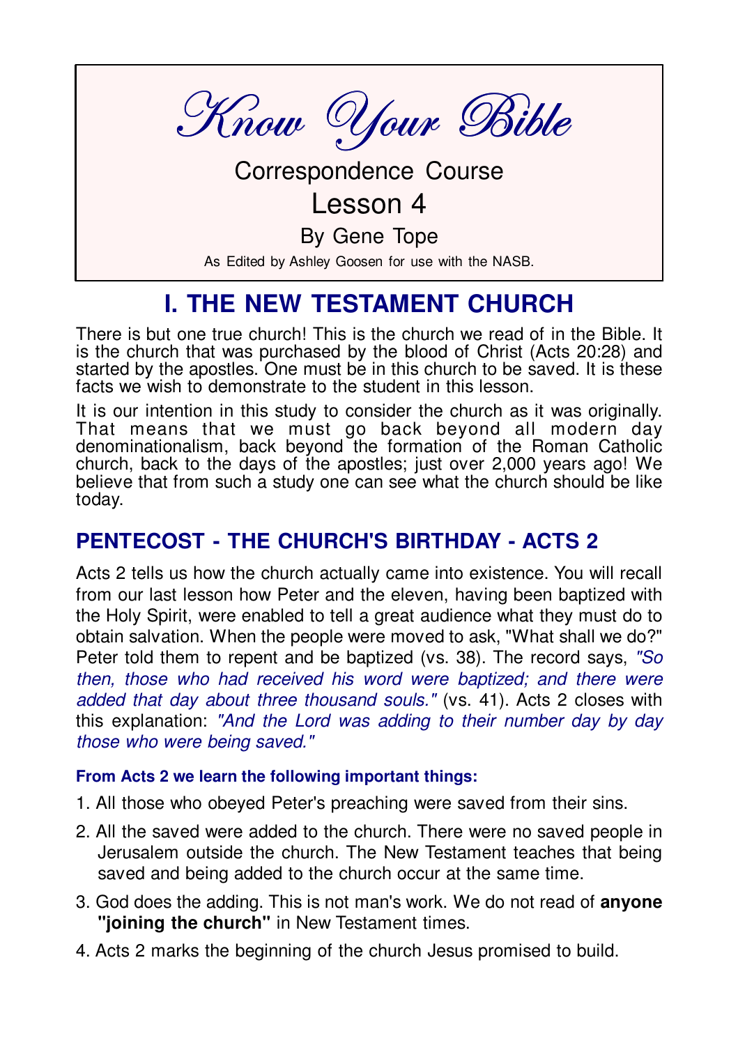# Know Your Bible

Correspondence Course

Lesson 4

By Gene Tope

As Edited by Ashley Goosen for use with the NASB.

## I. THE NEW TESTAMENT CHURCH

There is but one true church! This is the church we read of in the Bible. It is the church that was purchased by the blood of Christ (Acts 20:28) and started by the apostles. One must be in this church to be saved. It is these facts we wish to demonstrate to the student in this lesson.

It is our intention in this study to consider the church as it was originally. That means that we must go back beyond all modern day denominationalism, back beyond the formation of the Roman Catholic church, back to the days of the apostles; just over 2,000 years ago! We believe that from such a study one can see what the church should be like today.

### PENTECOST - THE CHURCH'S BIRTHDAY - ACTS 2

Acts 2 tells us how the church actually came into existence. You will recall from our last lesson how Peter and the eleven, having been baptized with the Holy Spirit, were enabled to tell a great audience what they must do to obtain salvation. When the people were moved to ask, "What shall we do?" Peter told them to repent and be baptized (vs. 38). The record says, *"So then, those who had received his word were baptized; and there were added that day about three thousand souls."* (vs. 41). Acts 2 closes with this explanation: *"And the Lord was adding to their number day by day those who were being saved."*

**From Acts 2 we learn the following important things:**

1. All those who obeyed Peter's preaching were saved from their sins.
2. All the saved were added to the church. There were no saved people in Jerusalem outside the church. The New Testament teaches that being saved and being added to the church occur at the same time.
3. God does the adding. This is not man's work. We do not read of **anyone "joining the church"** in New Testament times.
4. Acts 2 marks the beginning of the church Jesus promised to build.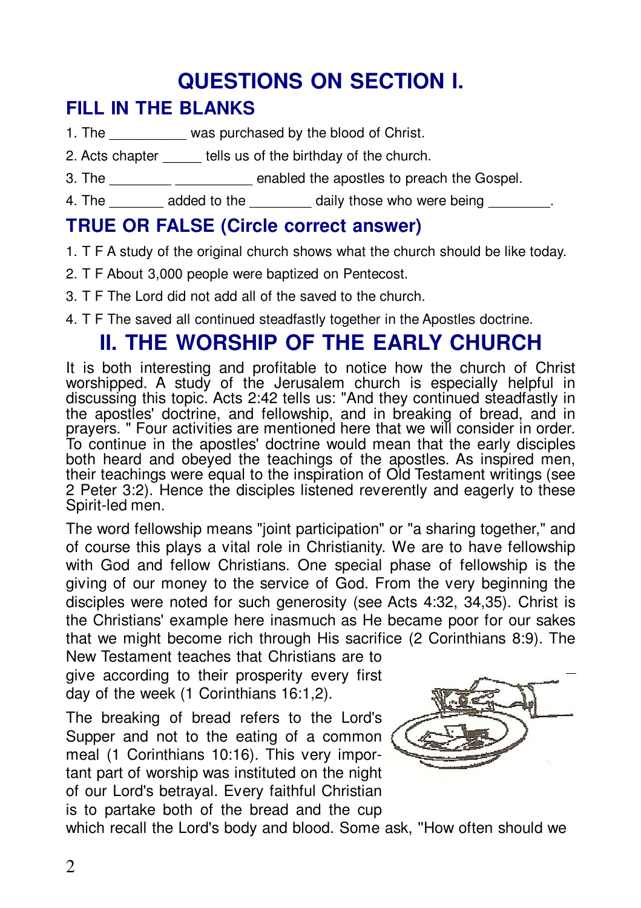# QUESTIONS ON SECTION I.

## FILL IN THE BLANKS

1. The __________ was purchased by the blood of Christ.
2. Acts chapter _____ tells us of the birthday of the church.
3. The ________ __________ enabled the apostles to preach the Gospel.
4. The _______ added to the ________ daily those who were being ________.

## TRUE OR FALSE (Circle correct answer)

1. T F A study of the original church shows what the church should be like today.
2. T F About 3,000 people were baptized on Pentecost.
3. T F The Lord did not add all of the saved to the church.
4. T F The saved all continued steadfastly together in the Apostles doctrine.

# II. THE WORSHIP OF THE EARLY CHURCH

It is both interesting and profitable to notice how the church of Christ worshipped. A study of the Jerusalem church is especially helpful in discussing this topic. Acts 2:42 tells us: "And they continued steadfastly in the apostles' doctrine, and fellowship, and in breaking of bread, and in prayers. " Four activities are mentioned here that we will consider in order. To continue in the apostles' doctrine would mean that the early disciples both heard and obeyed the teachings of the apostles. As inspired men, their teachings were equal to the inspiration of Old Testament writings (see 2 Peter 3:2). Hence the disciples listened reverently and eagerly to these Spirit-led men.

The word fellowship means "joint participation" or "a sharing together," and of course this plays a vital role in Christianity. We are to have fellowship with God and fellow Christians. One special phase of fellowship is the giving of our money to the service of God. From the very beginning the disciples were noted for such generosity (see Acts 4:32, 34,35). Christ is the Christians' example here inasmuch as He became poor for our sakes that we might become rich through His sacrifice (2 Corinthians 8:9). The New Testament teaches that Christians are to give according to their prosperity every first day of the week (1 Corinthians 16:1,2).

The breaking of bread refers to the Lord's Supper and not to the eating of a common meal (1 Corinthians 10:16). This very important part of worship was instituted on the night of our Lord's betrayal. Every faithful Christian is to partake both of the bread and the cup which recall the Lord's body and blood. Some ask, "How often should we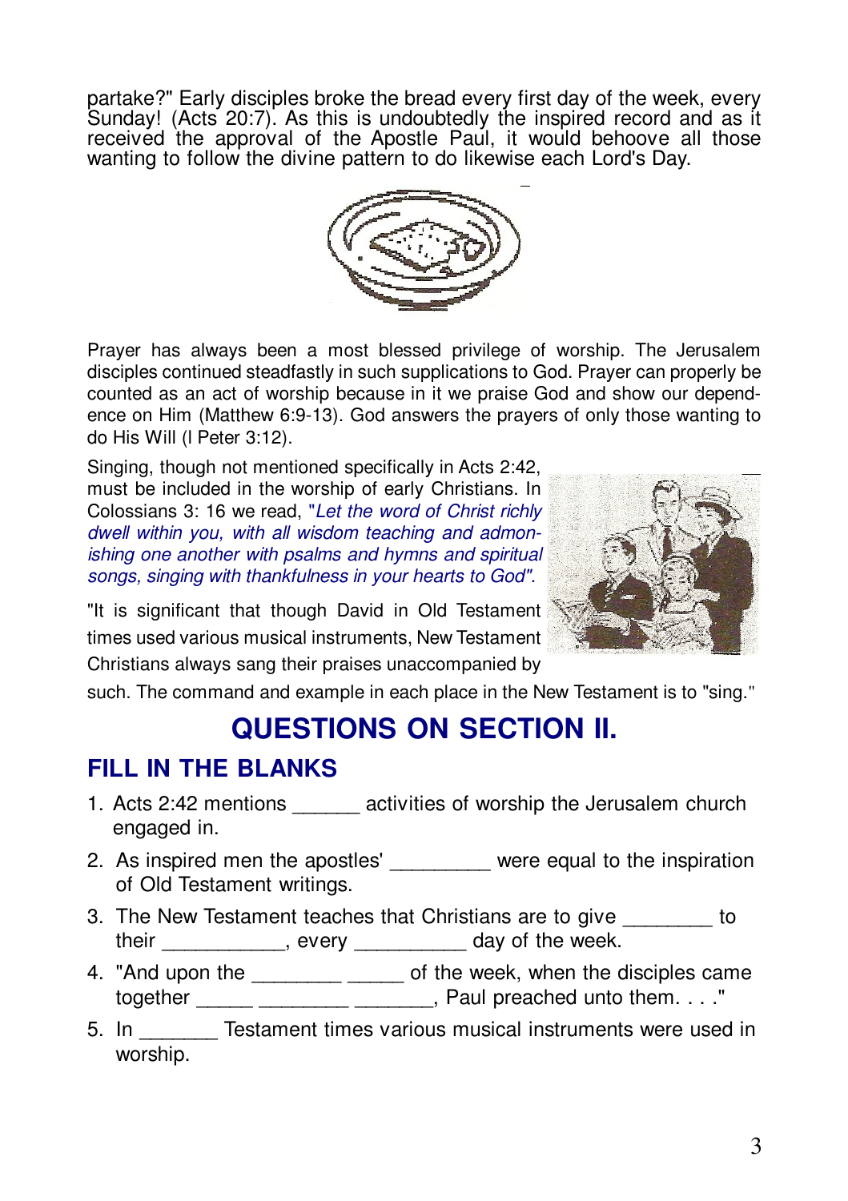partake?" Early disciples broke the bread every first day of the week, every Sunday! (Acts 20:7). As this is undoubtedly the inspired record and as it received the approval of the Apostle Paul, it would behoove all those wanting to follow the divine pattern to do likewise each Lord's Day.

Prayer has always been a most blessed privilege of worship. The Jerusalem disciples continued steadfastly in such supplications to God. Prayer can properly be counted as an act of worship because in it we praise God and show our dependence on Him (Matthew 6:9-13). God answers the prayers of only those wanting to do His Will (I Peter 3:12).

Singing, though not mentioned specifically in Acts 2:42, must be included in the worship of early Christians. In Colossians 3: 16 we read, "*Let the word of Christ richly dwell within you, with all wisdom teaching and admonishing one another with psalms and hymns and spiritual songs, singing with thankfulness in your hearts to God*".

"It is significant that though David in Old Testament times used various musical instruments, New Testament Christians always sang their praises unaccompanied by such. The command and example in each place in the New Testament is to "sing."

# QUESTIONS ON SECTION II.

## FILL IN THE BLANKS

1. Acts 2:42 mentions ______ activities of worship the Jerusalem church engaged in.
2. As inspired men the apostles' _________ were equal to the inspiration of Old Testament writings.
3. The New Testament teaches that Christians are to give ________ to their ___________, every __________ day of the week.
4. "And upon the ________ _____ of the week, when the disciples came together _____ ________ _______, Paul preached unto them. . . ."
5. In _______ Testament times various musical instruments were used in worship.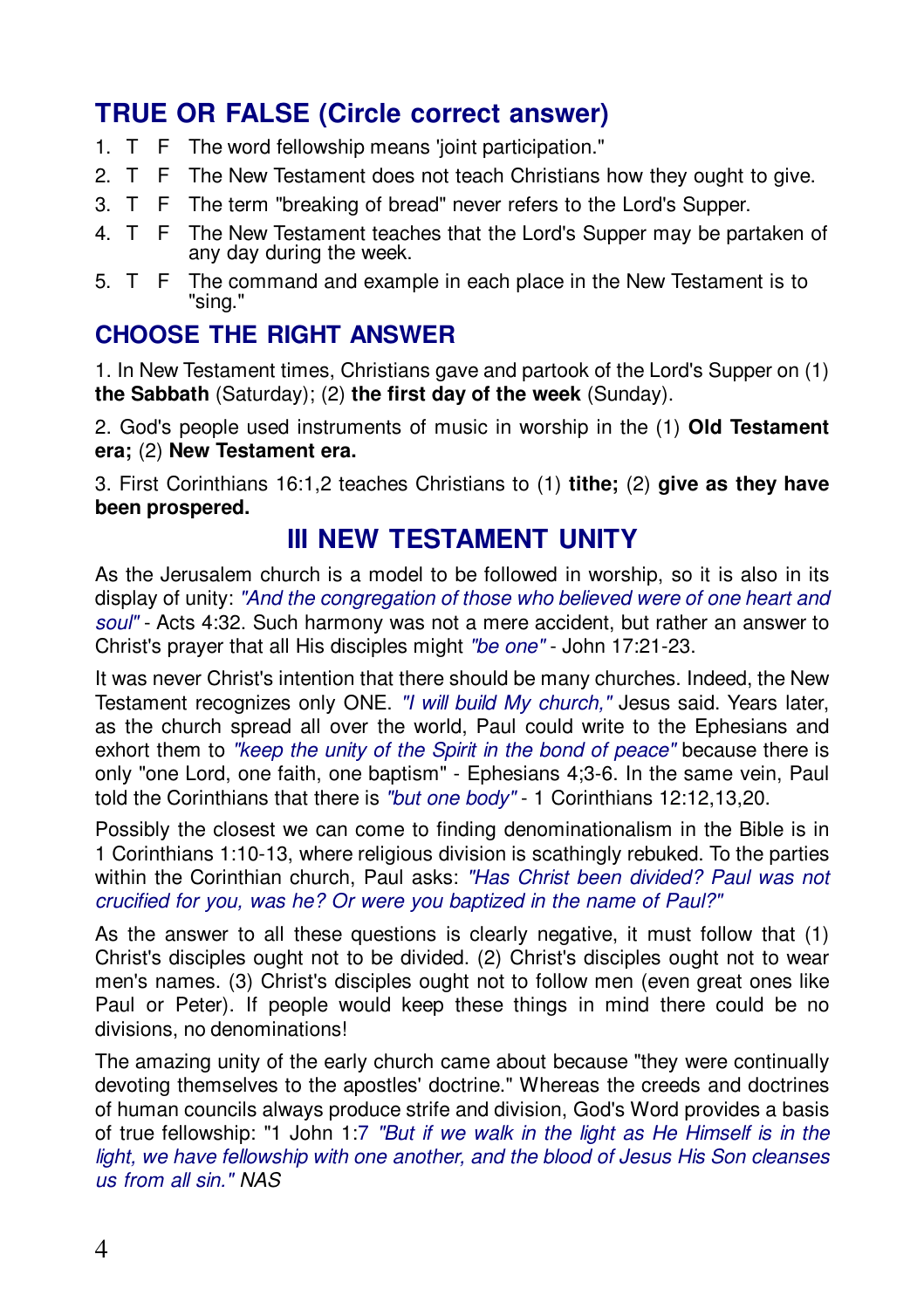## TRUE OR FALSE (Circle correct answer)

1. T F The word fellowship means 'joint participation."
2. T F The New Testament does not teach Christians how they ought to give.
3. T F The term "breaking of bread" never refers to the Lord's Supper.
4. T F The New Testament teaches that the Lord's Supper may be partaken of any day during the week.
5. T F The command and example in each place in the New Testament is to "sing."

## CHOOSE THE RIGHT ANSWER

1. In New Testament times, Christians gave and partook of the Lord's Supper on (1) **the Sabbath** (Saturday); (2) **the first day of the week** (Sunday).

2. God's people used instruments of music in worship in the (1) **Old Testament era;** (2) **New Testament era.**

3. First Corinthians 16:1,2 teaches Christians to (1) **tithe;** (2) **give as they have been prospered.**

## III NEW TESTAMENT UNITY

As the Jerusalem church is a model to be followed in worship, so it is also in its display of unity: *"And the congregation of those who believed were of one heart and soul"* - Acts 4:32. Such harmony was not a mere accident, but rather an answer to Christ's prayer that all His disciples might *"be one"* - John 17:21-23.

It was never Christ's intention that there should be many churches. Indeed, the New Testament recognizes only ONE. *"I will build My church,"* Jesus said. Years later, as the church spread all over the world, Paul could write to the Ephesians and exhort them to *"keep the unity of the Spirit in the bond of peace"* because there is only "one Lord, one faith, one baptism" - Ephesians 4;3-6. In the same vein, Paul told the Corinthians that there is *"but one body"* - 1 Corinthians 12:12,13,20.

Possibly the closest we can come to finding denominationalism in the Bible is in 1 Corinthians 1:10-13, where religious division is scathingly rebuked. To the parties within the Corinthian church, Paul asks: *"Has Christ been divided? Paul was not crucified for you, was he? Or were you baptized in the name of Paul?"*

As the answer to all these questions is clearly negative, it must follow that (1) Christ's disciples ought not to be divided. (2) Christ's disciples ought not to wear men's names. (3) Christ's disciples ought not to follow men (even great ones like Paul or Peter). If people would keep these things in mind there could be no divisions, no denominations!

The amazing unity of the early church came about because "they were continually devoting themselves to the apostles' doctrine." Whereas the creeds and doctrines of human councils always produce strife and division, God's Word provides a basis of true fellowship: "1 John 1:7 *"But if we walk in the light as He Himself is in the light, we have fellowship with one another, and the blood of Jesus His Son cleanses us from all sin." NAS*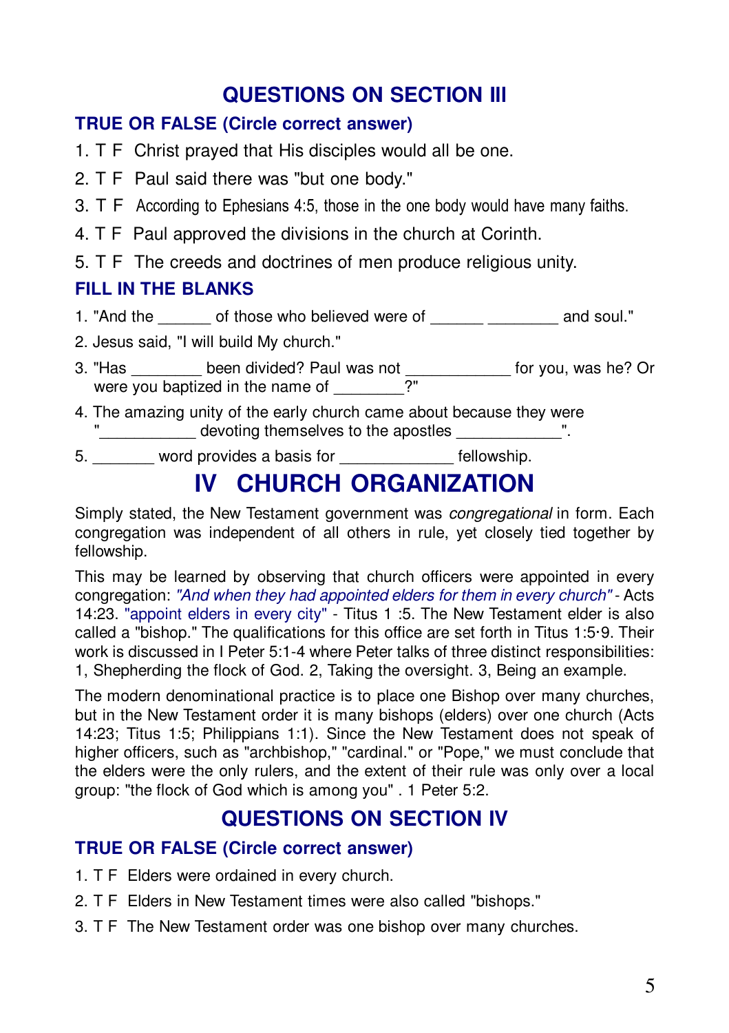## QUESTIONS ON SECTION III

### TRUE OR FALSE (Circle correct answer)

1. T F Christ prayed that His disciples would all be one.
2. T F Paul said there was "but one body."
3. T F According to Ephesians 4:5, those in the one body would have many faiths.
4. T F Paul approved the divisions in the church at Corinth.
5. T F The creeds and doctrines of men produce religious unity.

### FILL IN THE BLANKS

1. "And the ______ of those who believed were of ______ ________ and soul."
2. Jesus said, "I will build My church."
3. "Has ________ been divided? Paul was not ____________ for you, was he? Or were you baptized in the name of ________?"
4. The amazing unity of the early church came about because they were "___________ devoting themselves to the apostles ____________".
5. _______ word provides a basis for _____________ fellowship.

# IV CHURCH ORGANIZATION

Simply stated, the New Testament government was *congregational* in form. Each congregation was independent of all others in rule, yet closely tied together by fellowship.

This may be learned by observing that church officers were appointed in every congregation: *"And when they had appointed elders for them in every church"* - Acts 14:23. "appoint elders in every city" - Titus 1 :5. The New Testament elder is also called a "bishop." The qualifications for this office are set forth in Titus 1:5·9. Their work is discussed in I Peter 5:1-4 where Peter talks of three distinct responsibilities: 1, Shepherding the flock of God. 2, Taking the oversight. 3, Being an example.

The modern denominational practice is to place one Bishop over many churches, but in the New Testament order it is many bishops (elders) over one church (Acts 14:23; Titus 1:5; Philippians 1:1). Since the New Testament does not speak of higher officers, such as "archbishop," "cardinal." or "Pope," we must conclude that the elders were the only rulers, and the extent of their rule was only over a local group: "the flock of God which is among you" . 1 Peter 5:2.

## QUESTIONS ON SECTION IV

### TRUE OR FALSE (Circle correct answer)

1. T F Elders were ordained in every church.
2. T F Elders in New Testament times were also called "bishops."
3. T F The New Testament order was one bishop over many churches.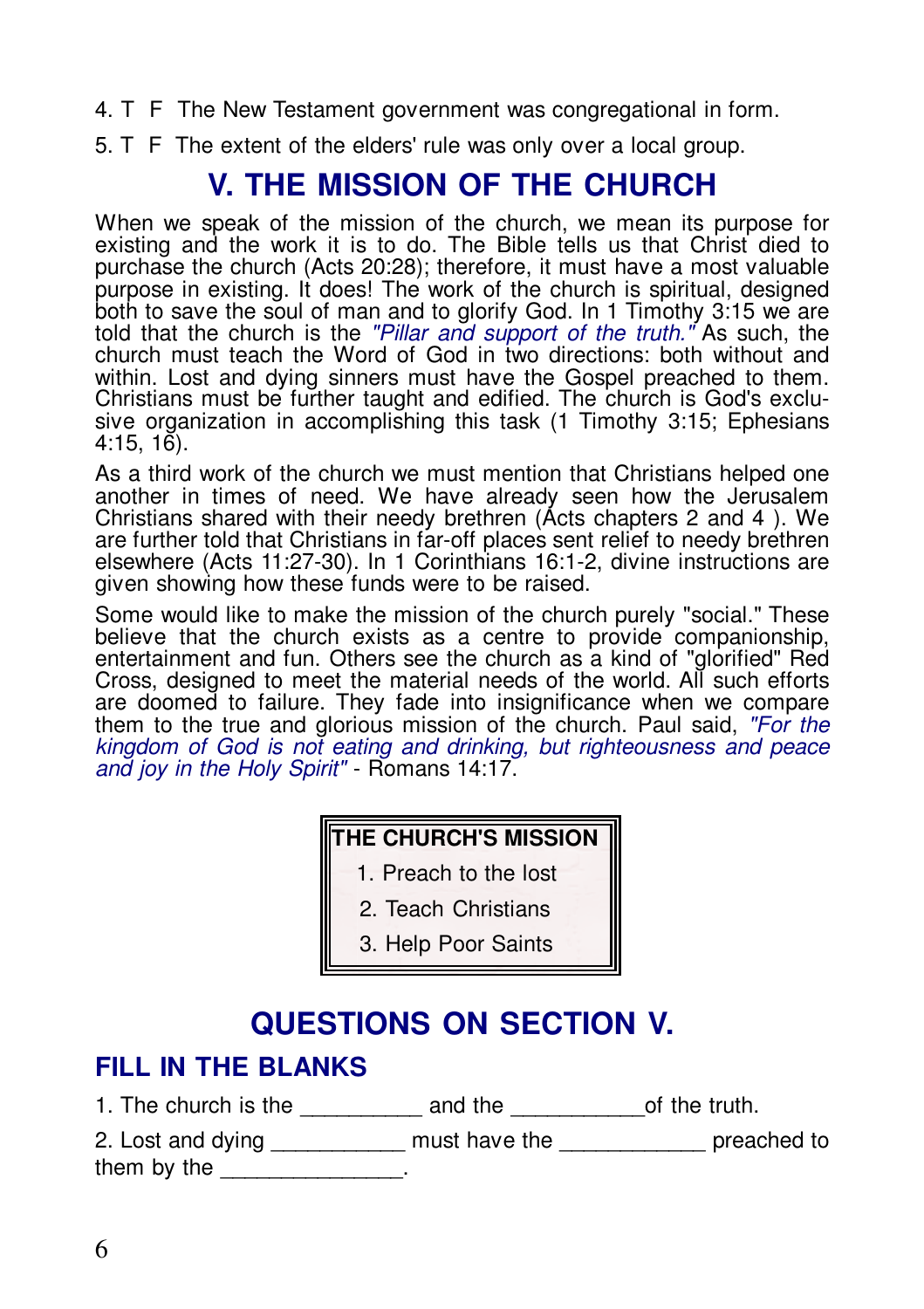4. T F The New Testament government was congregational in form.

5. T F The extent of the elders' rule was only over a local group.

## V. THE MISSION OF THE CHURCH

When we speak of the mission of the church, we mean its purpose for existing and the work it is to do. The Bible tells us that Christ died to purchase the church (Acts 20:28); therefore, it must have a most valuable purpose in existing. It does! The work of the church is spiritual, designed both to save the soul of man and to glorify God. In 1 Timothy 3:15 we are told that the church is the *"Pillar and support of the truth."* As such, the church must teach the Word of God in two directions: both without and within. Lost and dying sinners must have the Gospel preached to them. Christians must be further taught and edified. The church is God's exclusive organization in accomplishing this task (1 Timothy 3:15; Ephesians 4:15, 16).

As a third work of the church we must mention that Christians helped one another in times of need. We have already seen how the Jerusalem Christians shared with their needy brethren (Acts chapters 2 and 4 ). We are further told that Christians in far-off places sent relief to needy brethren elsewhere (Acts 11:27-30). In 1 Corinthians 16:1-2, divine instructions are given showing how these funds were to be raised.

Some would like to make the mission of the church purely "social." These believe that the church exists as a centre to provide companionship, entertainment and fun. Others see the church as a kind of "glorified" Red Cross, designed to meet the material needs of the world. All such efforts are doomed to failure. They fade into insignificance when we compare them to the true and glorious mission of the church. Paul said, *"For the kingdom of God is not eating and drinking, but righteousness and peace and joy in the Holy Spirit"* - Romans 14:17.

**THE CHURCH'S MISSION**

1. Preach to the lost
2. Teach Christians
3. Help Poor Saints

## QUESTIONS ON SECTION V.

### FILL IN THE BLANKS

1. The church is the __________ and the ___________of the truth.

2. Lost and dying ___________ must have the ____________ preached to them by the _______________.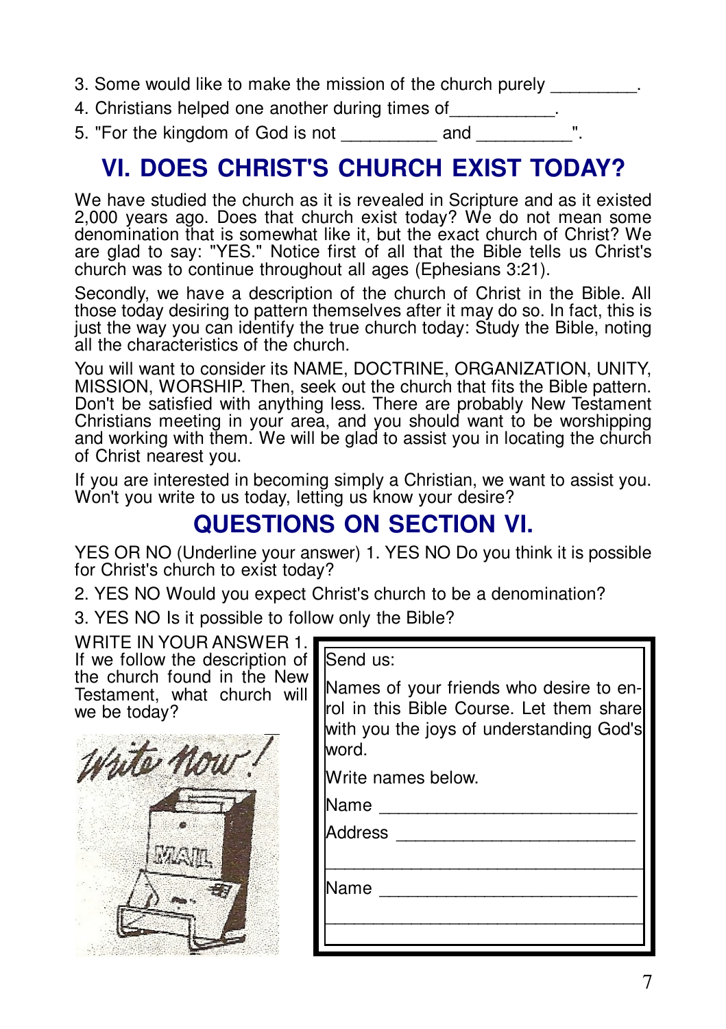3. Some would like to make the mission of the church purely _________.

4. Christians helped one another during times of___________.

5. "For the kingdom of God is not __________ and __________".

# VI. DOES CHRIST'S CHURCH EXIST TODAY?

We have studied the church as it is revealed in Scripture and as it existed 2,000 years ago. Does that church exist today? We do not mean some denomination that is somewhat like it, but the exact church of Christ? We are glad to say: "YES." Notice first of all that the Bible tells us Christ's church was to continue throughout all ages (Ephesians 3:21).

Secondly, we have a description of the church of Christ in the Bible. All those today desiring to pattern themselves after it may do so. In fact, this is just the way you can identify the true church today: Study the Bible, noting all the characteristics of the church.

You will want to consider its NAME, DOCTRINE, ORGANIZATION, UNITY, MISSION, WORSHIP. Then, seek out the church that fits the Bible pattern. Don't be satisfied with anything less. There are probably New Testament Christians meeting in your area, and you should want to be worshipping and working with them. We will be glad to assist you in locating the church of Christ nearest you.

If you are interested in becoming simply a Christian, we want to assist you. Won't you write to us today, letting us know your desire?

# QUESTIONS ON SECTION VI.

YES OR NO (Underline your answer) 1. YES NO Do you think it is possible for Christ's church to exist today?

2. YES NO Would you expect Christ's church to be a denomination?

3. YES NO Is it possible to follow only the Bible?

WRITE IN YOUR ANSWER 1. If we follow the description of the church found in the New Testament, what church will we be today?

Write now!

MAIL

Send us:

Names of your friends who desire to enrol in this Bible Course. Let them share with you the joys of understanding God's word.

Write names below.

Name ___________________________

Address _________________________

_________________________________

Name ___________________________

_________________________________

_________________________________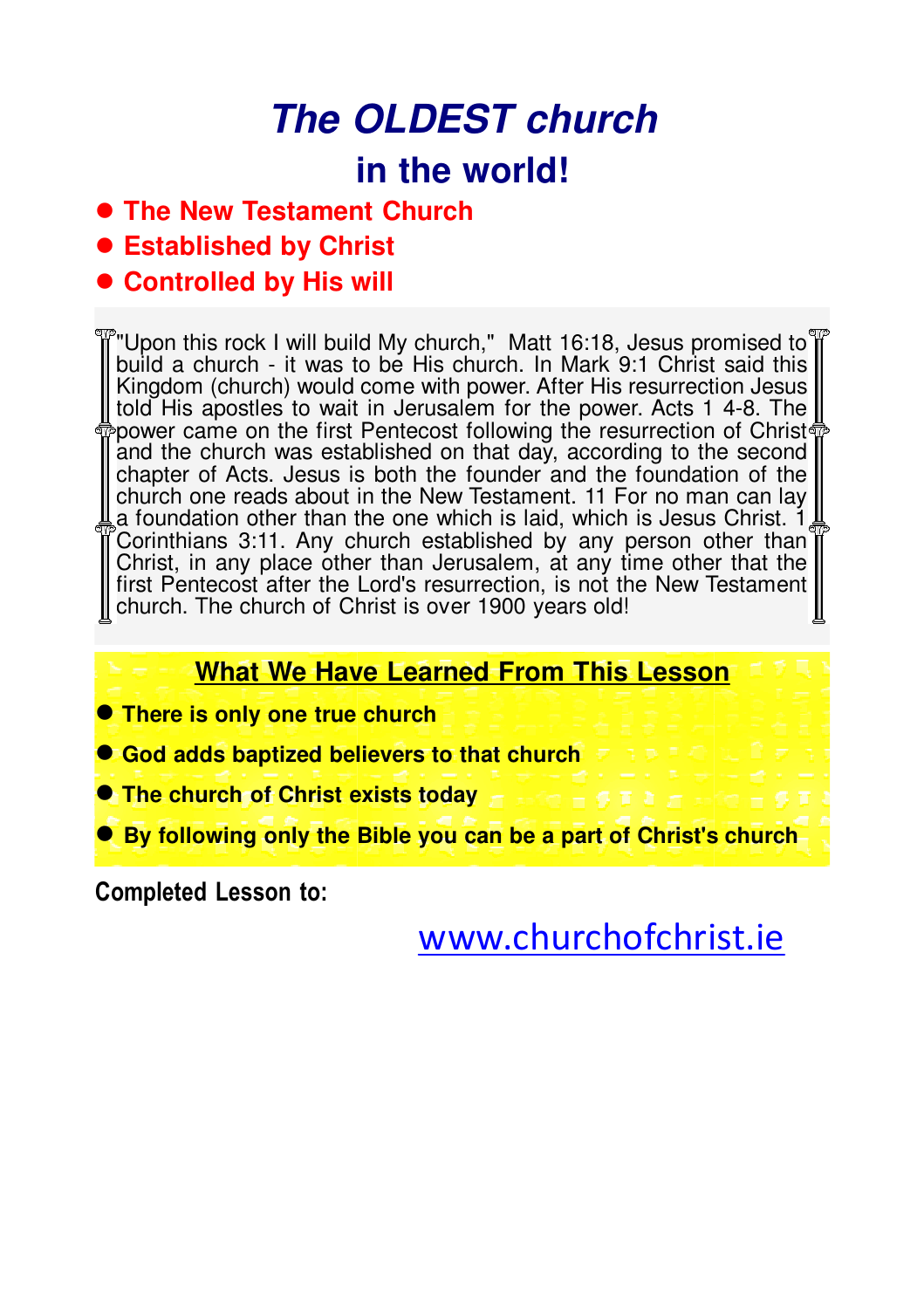# *The OLDEST church*

## in the world!

- **The New Testament Church**
- **Established by Christ**
- **Controlled by His will**

"Upon this rock I will build My church," Matt 16:18, Jesus promised to build a church - it was to be His church. In Mark 9:1 Christ said this Kingdom (church) would come with power. After His resurrection Jesus told His apostles to wait in Jerusalem for the power. Acts 1 4-8. The power came on the first Pentecost following the resurrection of Christ and the church was established on that day, according to the second chapter of Acts. Jesus is both the founder and the foundation of the church one reads about in the New Testament. 11 For no man can lay a foundation other than the one which is laid, which is Jesus Christ. 1 Corinthians 3:11. Any church established by any person other than Christ, in any place other than Jerusalem, at any time other that the first Pentecost after the Lord's resurrection, is not the New Testament church. The church of Christ is over 1900 years old!

### What We Have Learned From This Lesson

- **There is only one true church**
- **God adds baptized believers to that church**
- **The church of Christ exists today**
- **By following only the Bible you can be a part of Christ's church**

**Completed Lesson to:**

www.churchofchrist.ie